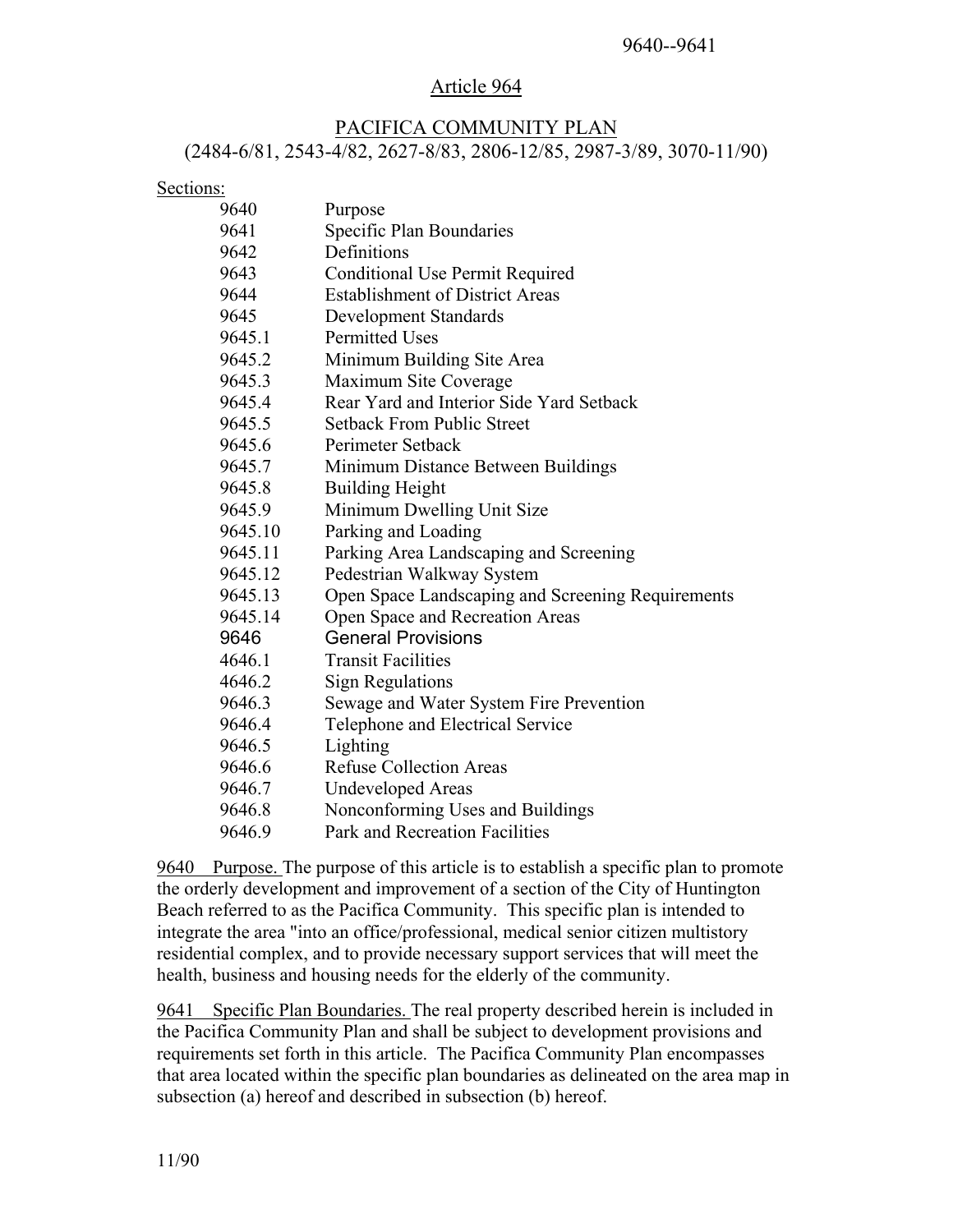## Article 964

## PACIFICA COMMUNITY PLAN

(2484-6/81, 2543-4/82, 2627-8/83, 2806-12/85, 2987-3/89, 3070-11/90)

Sections:

| | |
|---|---|
| 9640 | Purpose |
| 9641 | Specific Plan Boundaries |
| 9642 | Definitions |
| 9643 | Conditional Use Permit Required |
| 9644 | Establishment of District Areas |
| 9645 | Development Standards |
| 9645.1 | Permitted Uses |
| 9645.2 | Minimum Building Site Area |
| 9645.3 | Maximum Site Coverage |
| 9645.4 | Rear Yard and Interior Side Yard Setback |
| 9645.5 | Setback From Public Street |
| 9645.6 | Perimeter Setback |
| 9645.7 | Minimum Distance Between Buildings |
| 9645.8 | Building Height |
| 9645.9 | Minimum Dwelling Unit Size |
| 9645.10 | Parking and Loading |
| 9645.11 | Parking Area Landscaping and Screening |
| 9645.12 | Pedestrian Walkway System |
| 9645.13 | Open Space Landscaping and Screening Requirements |
| 9645.14 | Open Space and Recreation Areas |
| 9646 | General Provisions |
| 4646.1 | Transit Facilities |
| 4646.2 | Sign Regulations |
| 9646.3 | Sewage and Water System Fire Prevention |
| 9646.4 | Telephone and Electrical Service |
| 9646.5 | Lighting |
| 9646.6 | Refuse Collection Areas |
| 9646.7 | Undeveloped Areas |
| 9646.8 | Nonconforming Uses and Buildings |
| 9646.9 | Park and Recreation Facilities |

9640 Purpose. The purpose of this article is to establish a specific plan to promote the orderly development and improvement of a section of the City of Huntington Beach referred to as the Pacifica Community. This specific plan is intended to integrate the area "into an office/professional, medical senior citizen multistory residential complex, and to provide necessary support services that will meet the health, business and housing needs for the elderly of the community.

9641 Specific Plan Boundaries. The real property described herein is included in the Pacifica Community Plan and shall be subject to development provisions and requirements set forth in this article. The Pacifica Community Plan encompasses that area located within the specific plan boundaries as delineated on the area map in subsection (a) hereof and described in subsection (b) hereof.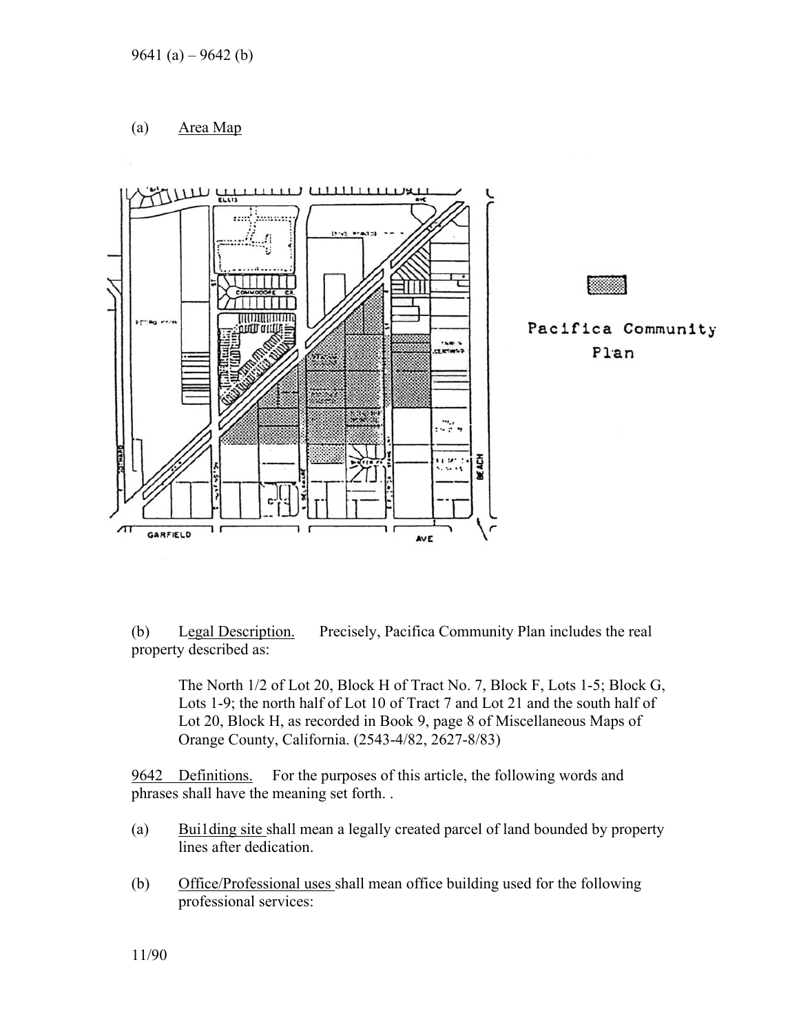(a) Area Map

Pacifica Community Plan

(b) Legal Description. Precisely, Pacifica Community Plan includes the real property described as:

> The North 1/2 of Lot 20, Block H of Tract No. 7, Block F, Lots 1-5; Block G, Lots 1-9; the north half of Lot 10 of Tract 7 and Lot 21 and the south half of Lot 20, Block H, as recorded in Book 9, page 8 of Miscellaneous Maps of Orange County, California. (2543-4/82, 2627-8/83)

9642 Definitions. For the purposes of this article, the following words and phrases shall have the meaning set forth. .

(a) Bui1ding site shall mean a legally created parcel of land bounded by property lines after dedication.

(b) Office/Professional uses shall mean office building used for the following professional services: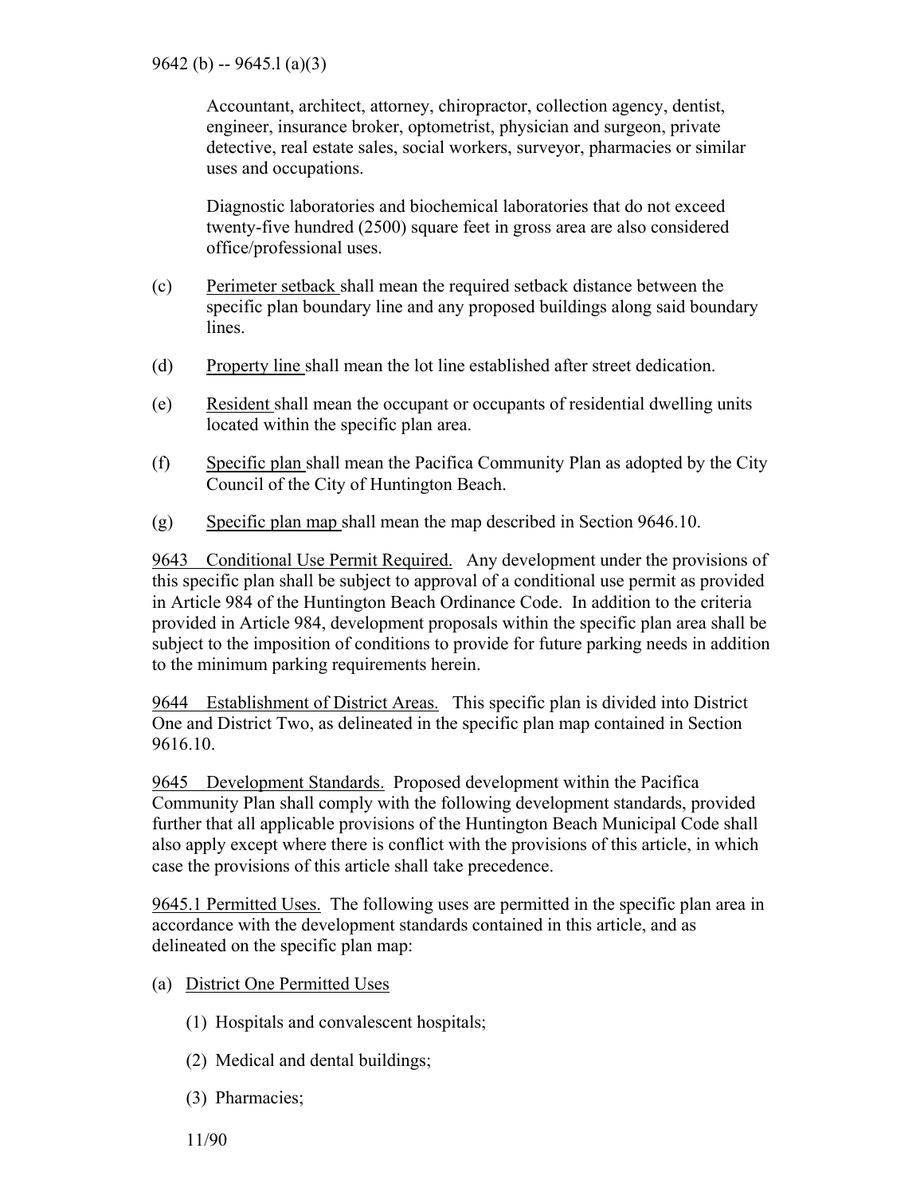Accountant, architect, attorney, chiropractor, collection agency, dentist, engineer, insurance broker, optometrist, physician and surgeon, private detective, real estate sales, social workers, surveyor, pharmacies or similar uses and occupations.

Diagnostic laboratories and biochemical laboratories that do not exceed twenty-five hundred (2500) square feet in gross area are also considered office/professional uses.

(c) Perimeter setback shall mean the required setback distance between the specific plan boundary line and any proposed buildings along said boundary lines.

(d) Property line shall mean the lot line established after street dedication.

(e) Resident shall mean the occupant or occupants of residential dwelling units located within the specific plan area.

(f) Specific plan shall mean the Pacifica Community Plan as adopted by the City Council of the City of Huntington Beach.

(g) Specific plan map shall mean the map described in Section 9646.10.

9643 Conditional Use Permit Required. Any development under the provisions of this specific plan shall be subject to approval of a conditional use permit as provided in Article 984 of the Huntington Beach Ordinance Code. In addition to the criteria provided in Article 984, development proposals within the specific plan area shall be subject to the imposition of conditions to provide for future parking needs in addition to the minimum parking requirements herein.

9644 Establishment of District Areas. This specific plan is divided into District One and District Two, as delineated in the specific plan map contained in Section 9616.10.

9645 Development Standards. Proposed development within the Pacifica Community Plan shall comply with the following development standards, provided further that all applicable provisions of the Huntington Beach Municipal Code shall also apply except where there is conflict with the provisions of this article, in which case the provisions of this article shall take precedence.

9645.1 Permitted Uses. The following uses are permitted in the specific plan area in accordance with the development standards contained in this article, and as delineated on the specific plan map:

(a) District One Permitted Uses

(1) Hospitals and convalescent hospitals;

(2) Medical and dental buildings;

(3) Pharmacies;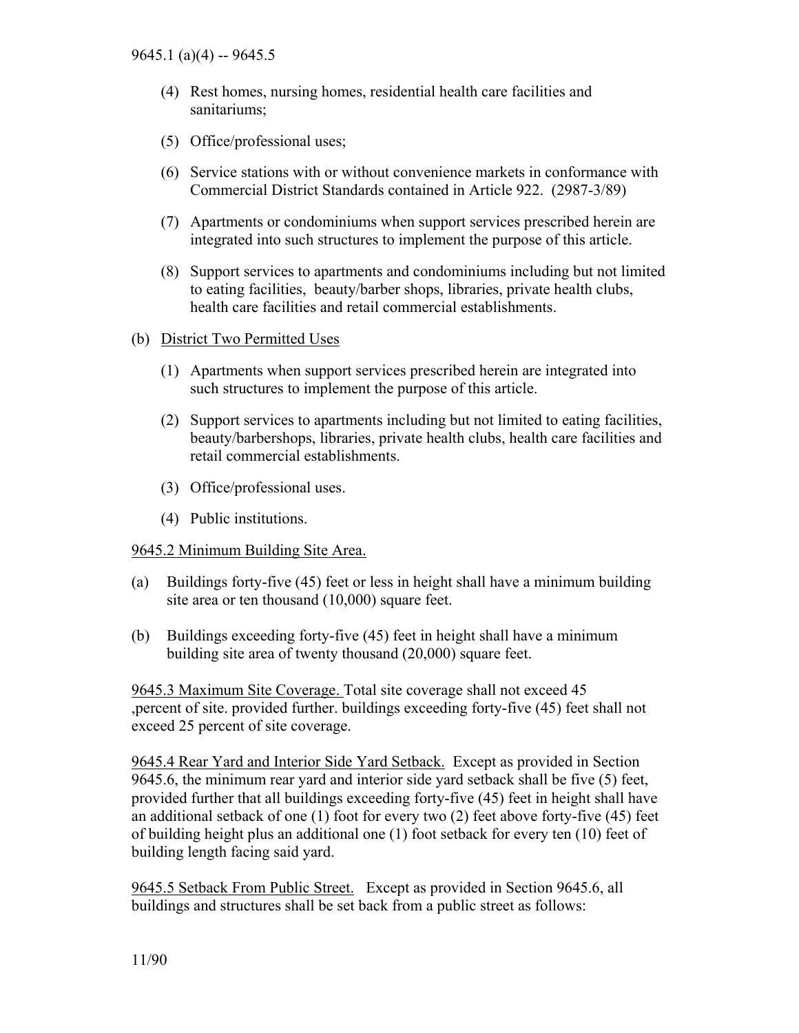(4) Rest homes, nursing homes, residential health care facilities and sanitariums;

(5) Office/professional uses;

(6) Service stations with or without convenience markets in conformance with Commercial District Standards contained in Article 922. (2987-3/89)

(7) Apartments or condominiums when support services prescribed herein are integrated into such structures to implement the purpose of this article.

(8) Support services to apartments and condominiums including but not limited to eating facilities, beauty/barber shops, libraries, private health clubs, health care facilities and retail commercial establishments.

(b) District Two Permitted Uses

(1) Apartments when support services prescribed herein are integrated into such structures to implement the purpose of this article.

(2) Support services to apartments including but not limited to eating facilities, beauty/barbershops, libraries, private health clubs, health care facilities and retail commercial establishments.

(3) Office/professional uses.

(4) Public institutions.

9645.2 Minimum Building Site Area.

(a) Buildings forty-five (45) feet or less in height shall have a minimum building site area or ten thousand (10,000) square feet.

(b) Buildings exceeding forty-five (45) feet in height shall have a minimum building site area of twenty thousand (20,000) square feet.

9645.3 Maximum Site Coverage. Total site coverage shall not exceed 45 ,percent of site. provided further. buildings exceeding forty-five (45) feet shall not exceed 25 percent of site coverage.

9645.4 Rear Yard and Interior Side Yard Setback. Except as provided in Section 9645.6, the minimum rear yard and interior side yard setback shall be five (5) feet, provided further that all buildings exceeding forty-five (45) feet in height shall have an additional setback of one (1) foot for every two (2) feet above forty-five (45) feet of building height plus an additional one (1) foot setback for every ten (10) feet of building length facing said yard.

9645.5 Setback From Public Street. Except as provided in Section 9645.6, all buildings and structures shall be set back from a public street as follows: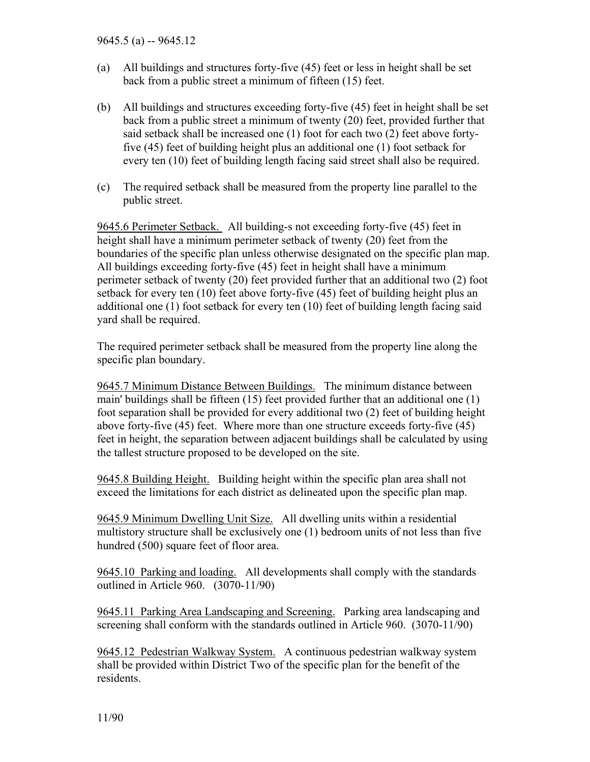(a) All buildings and structures forty-five (45) feet or less in height shall be set back from a public street a minimum of fifteen (15) feet.

(b) All buildings and structures exceeding forty-five (45) feet in height shall be set back from a public street a minimum of twenty (20) feet, provided further that said setback shall be increased one (1) foot for each two (2) feet above forty-five (45) feet of building height plus an additional one (1) foot setback for every ten (10) feet of building length facing said street shall also be required.

(c) The required setback shall be measured from the property line parallel to the public street.

<u>9645.6 Perimeter Setback.</u> All building-s not exceeding forty-five (45) feet in height shall have a minimum perimeter setback of twenty (20) feet from the boundaries of the specific plan unless otherwise designated on the specific plan map. All buildings exceeding forty-five (45) feet in height shall have a minimum perimeter setback of twenty (20) feet provided further that an additional two (2) foot setback for every ten (10) feet above forty-five (45) feet of building height plus an additional one (1) foot setback for every ten (10) feet of building length facing said yard shall be required.

The required perimeter setback shall be measured from the property line along the specific plan boundary.

<u>9645.7 Minimum Distance Between Buildings.</u> The minimum distance between main' buildings shall be fifteen (15) feet provided further that an additional one (1) foot separation shall be provided for every additional two (2) feet of building height above forty-five (45) feet. Where more than one structure exceeds forty-five (45) feet in height, the separation between adjacent buildings shall be calculated by using the tallest structure proposed to be developed on the site.

<u>9645.8 Building Height.</u> Building height within the specific plan area shall not exceed the limitations for each district as delineated upon the specific plan map.

<u>9645.9 Minimum Dwelling Unit Size.</u> All dwelling units within a residential multistory structure shall be exclusively one (1) bedroom units of not less than five hundred (500) square feet of floor area.

<u>9645.10 Parking and loading.</u> All developments shall comply with the standards outlined in Article 960. (3070-11/90)

<u>9645.11 Parking Area Landscaping and Screening.</u> Parking area landscaping and screening shall conform with the standards outlined in Article 960. (3070-11/90)

<u>9645.12 Pedestrian Walkway System.</u> A continuous pedestrian walkway system shall be provided within District Two of the specific plan for the benefit of the residents.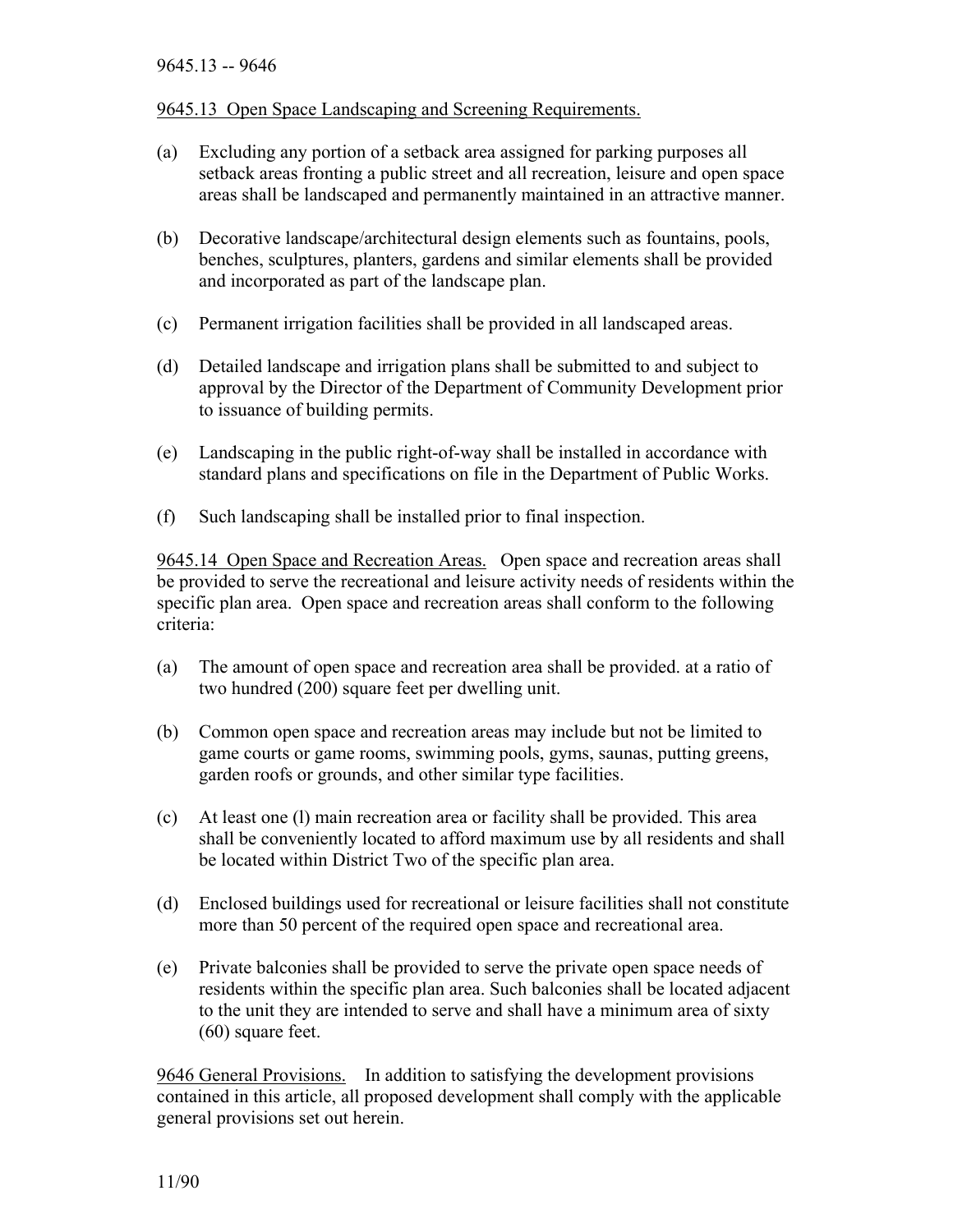9645.13 Open Space Landscaping and Screening Requirements.

(a) Excluding any portion of a setback area assigned for parking purposes all setback areas fronting a public street and all recreation, leisure and open space areas shall be landscaped and permanently maintained in an attractive manner.

(b) Decorative landscape/architectural design elements such as fountains, pools, benches, sculptures, planters, gardens and similar elements shall be provided and incorporated as part of the landscape plan.

(c) Permanent irrigation facilities shall be provided in all landscaped areas.

(d) Detailed landscape and irrigation plans shall be submitted to and subject to approval by the Director of the Department of Community Development prior to issuance of building permits.

(e) Landscaping in the public right-of-way shall be installed in accordance with standard plans and specifications on file in the Department of Public Works.

(f) Such landscaping shall be installed prior to final inspection.

9645.14 Open Space and Recreation Areas. Open space and recreation areas shall be provided to serve the recreational and leisure activity needs of residents within the specific plan area. Open space and recreation areas shall conform to the following criteria:

(a) The amount of open space and recreation area shall be provided. at a ratio of two hundred (200) square feet per dwelling unit.

(b) Common open space and recreation areas may include but not be limited to game courts or game rooms, swimming pools, gyms, saunas, putting greens, garden roofs or grounds, and other similar type facilities.

(c) At least one (l) main recreation area or facility shall be provided. This area shall be conveniently located to afford maximum use by all residents and shall be located within District Two of the specific plan area.

(d) Enclosed buildings used for recreational or leisure facilities shall not constitute more than 50 percent of the required open space and recreational area.

(e) Private balconies shall be provided to serve the private open space needs of residents within the specific plan area. Such balconies shall be located adjacent to the unit they are intended to serve and shall have a minimum area of sixty (60) square feet.

9646 General Provisions. In addition to satisfying the development provisions contained in this article, all proposed development shall comply with the applicable general provisions set out herein.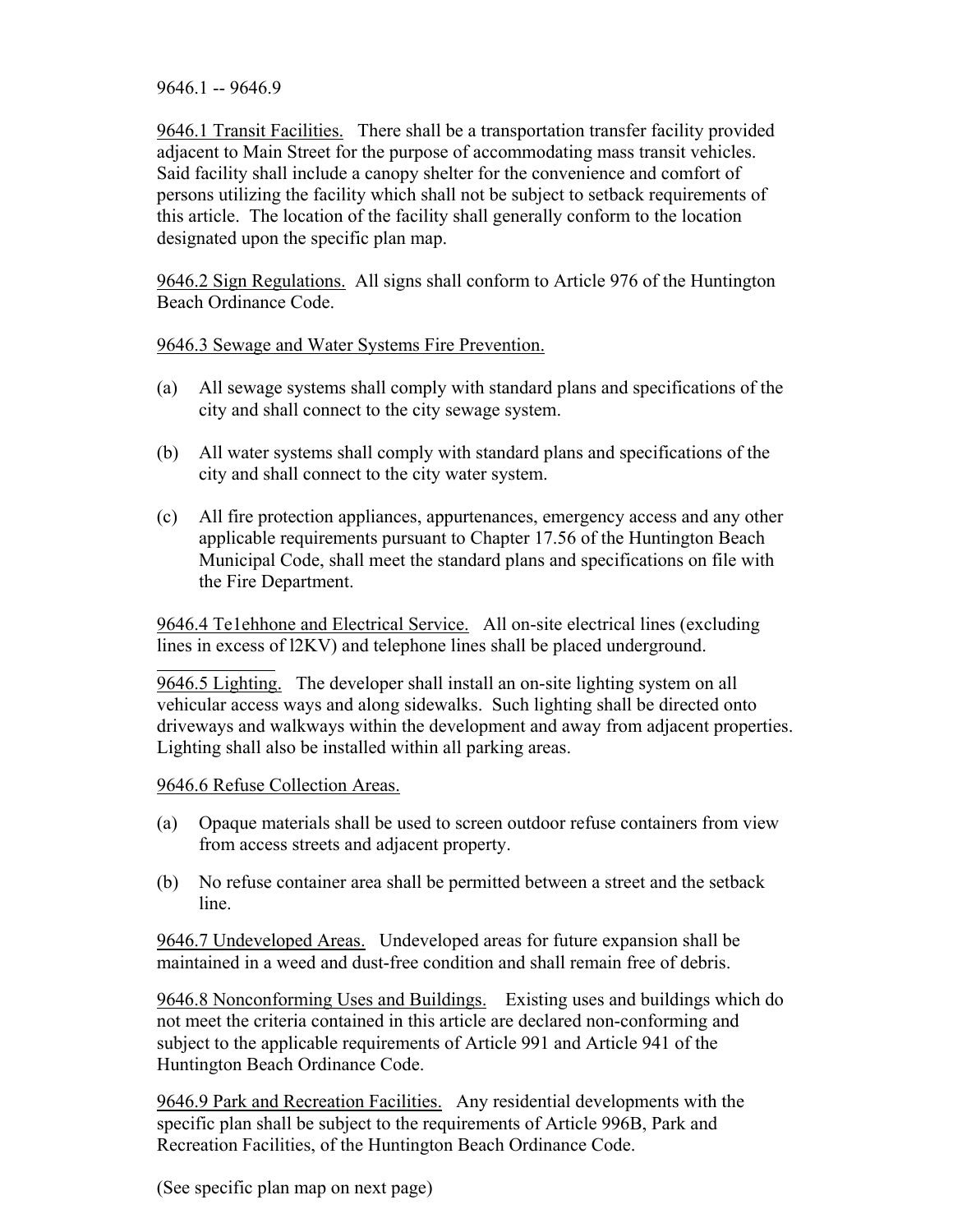9646.1 -- 9646.9

<u>9646.1 Transit Facilities.</u> There shall be a transportation transfer facility provided adjacent to Main Street for the purpose of accommodating mass transit vehicles. Said facility shall include a canopy shelter for the convenience and comfort of persons utilizing the facility which shall not be subject to setback requirements of this article. The location of the facility shall generally conform to the location designated upon the specific plan map.

<u>9646.2 Sign Regulations.</u> All signs shall conform to Article 976 of the Huntington Beach Ordinance Code.

<u>9646.3 Sewage and Water Systems Fire Prevention.</u>

(a) All sewage systems shall comply with standard plans and specifications of the city and shall connect to the city sewage system.

(b) All water systems shall comply with standard plans and specifications of the city and shall connect to the city water system.

(c) All fire protection appliances, appurtenances, emergency access and any other applicable requirements pursuant to Chapter 17.56 of the Huntington Beach Municipal Code, shall meet the standard plans and specifications on file with the Fire Department.

<u>9646.4 Te1ehhone and Electrical Service.</u> All on-site electrical lines (excluding lines in excess of l2KV) and telephone lines shall be placed underground.

<u>9646.5 Lighting.</u> The developer shall install an on-site lighting system on all vehicular access ways and along sidewalks. Such lighting shall be directed onto driveways and walkways within the development and away from adjacent properties. Lighting shall also be installed within all parking areas.

<u>9646.6 Refuse Collection Areas.</u>

(a) Opaque materials shall be used to screen outdoor refuse containers from view from access streets and adjacent property.

(b) No refuse container area shall be permitted between a street and the setback line.

<u>9646.7 Undeveloped Areas.</u> Undeveloped areas for future expansion shall be maintained in a weed and dust-free condition and shall remain free of debris.

<u>9646.8 Nonconforming Uses and Buildings.</u> Existing uses and buildings which do not meet the criteria contained in this article are declared non-conforming and subject to the applicable requirements of Article 991 and Article 941 of the Huntington Beach Ordinance Code.

<u>9646.9 Park and Recreation Facilities.</u> Any residential developments with the specific plan shall be subject to the requirements of Article 996B, Park and Recreation Facilities, of the Huntington Beach Ordinance Code.

(See specific plan map on next page)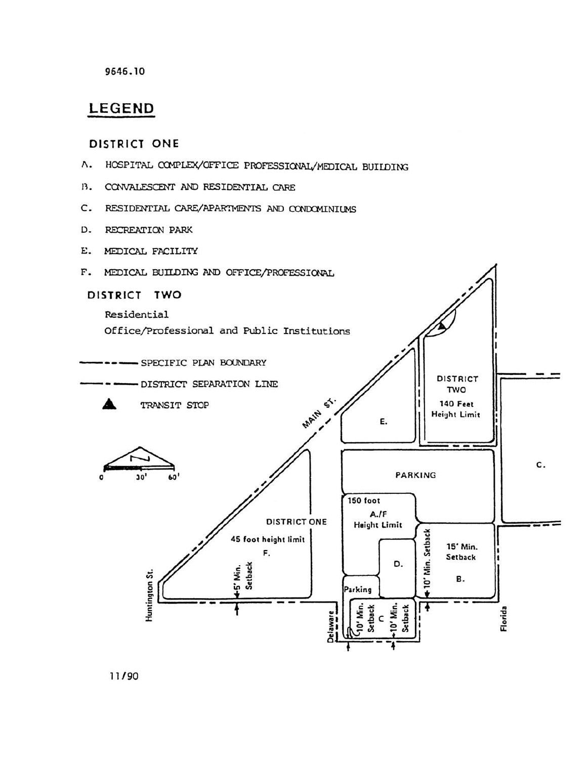9646.10

# LEGEND

## DISTRICT ONE

A. HOSPITAL COMPLEX/OFFICE PROFESSIONAL/MEDICAL BUILDING

B. CONVALESCENT AND RESIDENTIAL CARE

C. RESIDENTIAL CARE/APARTMENTS AND CONDOMINIUMS

D. RECREATION PARK

E. MEDICAL FACILITY

F. MEDICAL BUILDING AND OFFICE/PROFESSIONAL

## DISTRICT TWO

Residential

Office/Professional and Public Institutions

SPECIFIC PLAN BOUNDARY

DISTRICT SEPARATION LINE

TRANSIT STOP

N

0 30' 60'

MAIN ST.

Huntington St.

Delaware

Florida

DISTRICT TWO

140 Feet Height Limit

E.

C.

PARKING

150 foot A./F Height Limit

DISTRICT ONE

45 foot height limit

F.

5' Min. Setback

D.

10' Min. Setback

15' Min. Setback

B.

Parking

10' Min. Setback

C

10' Min. Setback

11/90